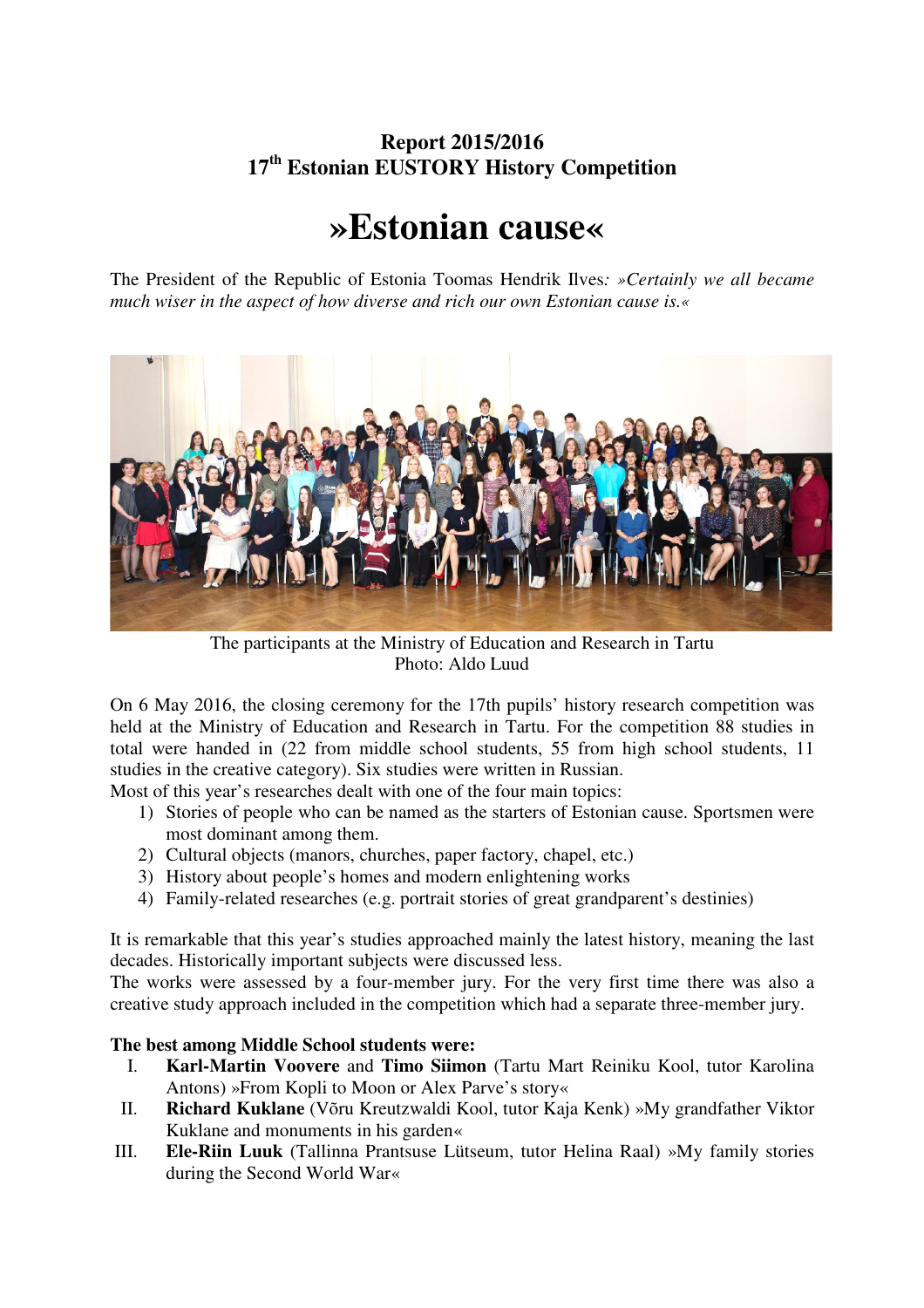## Report 2015/2016
## 17th Estonian EUSTORY History Competition

# »Estonian cause«

The President of the Republic of Estonia Toomas Hendrik Ilves*: »Certainly we all became much wiser in the aspect of how diverse and rich our own Estonian cause is.«*

The participants at the Ministry of Education and Research in Tartu
Photo: Aldo Luud

On 6 May 2016, the closing ceremony for the 17th pupils' history research competition was held at the Ministry of Education and Research in Tartu. For the competition 88 studies in total were handed in (22 from middle school students, 55 from high school students, 11 studies in the creative category). Six studies were written in Russian.
Most of this year's researches dealt with one of the four main topics:

1) Stories of people who can be named as the starters of Estonian cause. Sportsmen were most dominant among them.
2) Cultural objects (manors, churches, paper factory, chapel, etc.)
3) History about people's homes and modern enlightening works
4) Family-related researches (e.g. portrait stories of great grandparent's destinies)

It is remarkable that this year's studies approached mainly the latest history, meaning the last decades. Historically important subjects were discussed less.
The works were assessed by a four-member jury. For the very first time there was also a creative study approach included in the competition which had a separate three-member jury.

**The best among Middle School students were:**

I. **Karl-Martin Voovere** and **Timo Siimon** (Tartu Mart Reiniku Kool, tutor Karolina Antons) »From Kopli to Moon or Alex Parve's story«
II. **Richard Kuklane** (Võru Kreutzwaldi Kool, tutor Kaja Kenk) »My grandfather Viktor Kuklane and monuments in his garden«
III. **Ele-Riin Luuk** (Tallinna Prantsuse Lütseum, tutor Helina Raal) »My family stories during the Second World War«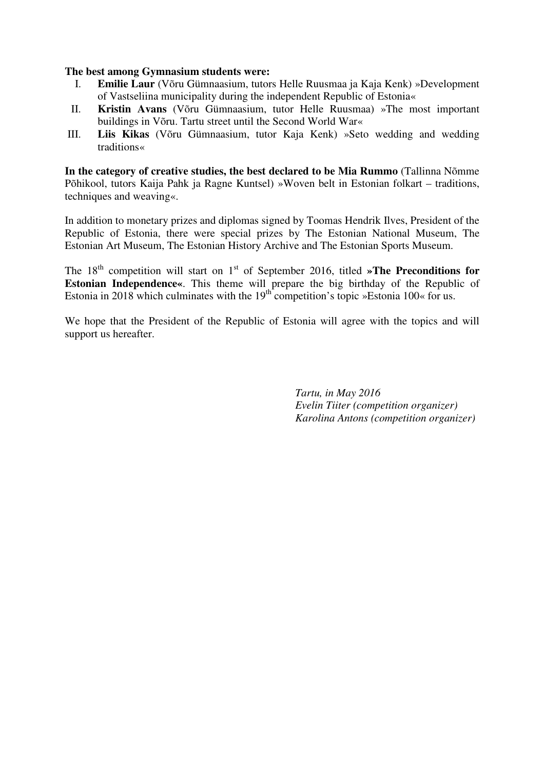**The best among Gymnasium students were:**

I. **Emilie Laur** (Võru Gümnaasium, tutors Helle Ruusmaa ja Kaja Kenk) »Development of Vastseliina municipality during the independent Republic of Estonia«
II. **Kristin Avans** (Võru Gümnaasium, tutor Helle Ruusmaa) »The most important buildings in Võru. Tartu street until the Second World War«
III. **Liis Kikas** (Võru Gümnaasium, tutor Kaja Kenk) »Seto wedding and wedding traditions«

**In the category of creative studies, the best declared to be Mia Rummo** (Tallinna Nõmme Põhikool, tutors Kaija Pahk ja Ragne Kuntsel) »Woven belt in Estonian folkart – traditions, techniques and weaving«.

In addition to monetary prizes and diplomas signed by Toomas Hendrik Ilves, President of the Republic of Estonia, there were special prizes by The Estonian National Museum, The Estonian Art Museum, The Estonian History Archive and The Estonian Sports Museum.

The 18th competition will start on 1st of September 2016, titled **»The Preconditions for Estonian Independence«**. This theme will prepare the big birthday of the Republic of Estonia in 2018 which culminates with the 19th competition's topic »Estonia 100« for us.

We hope that the President of the Republic of Estonia will agree with the topics and will support us hereafter.

*Tartu, in May 2016*
*Evelin Tiiter (competition organizer)*
*Karolina Antons (competition organizer)*